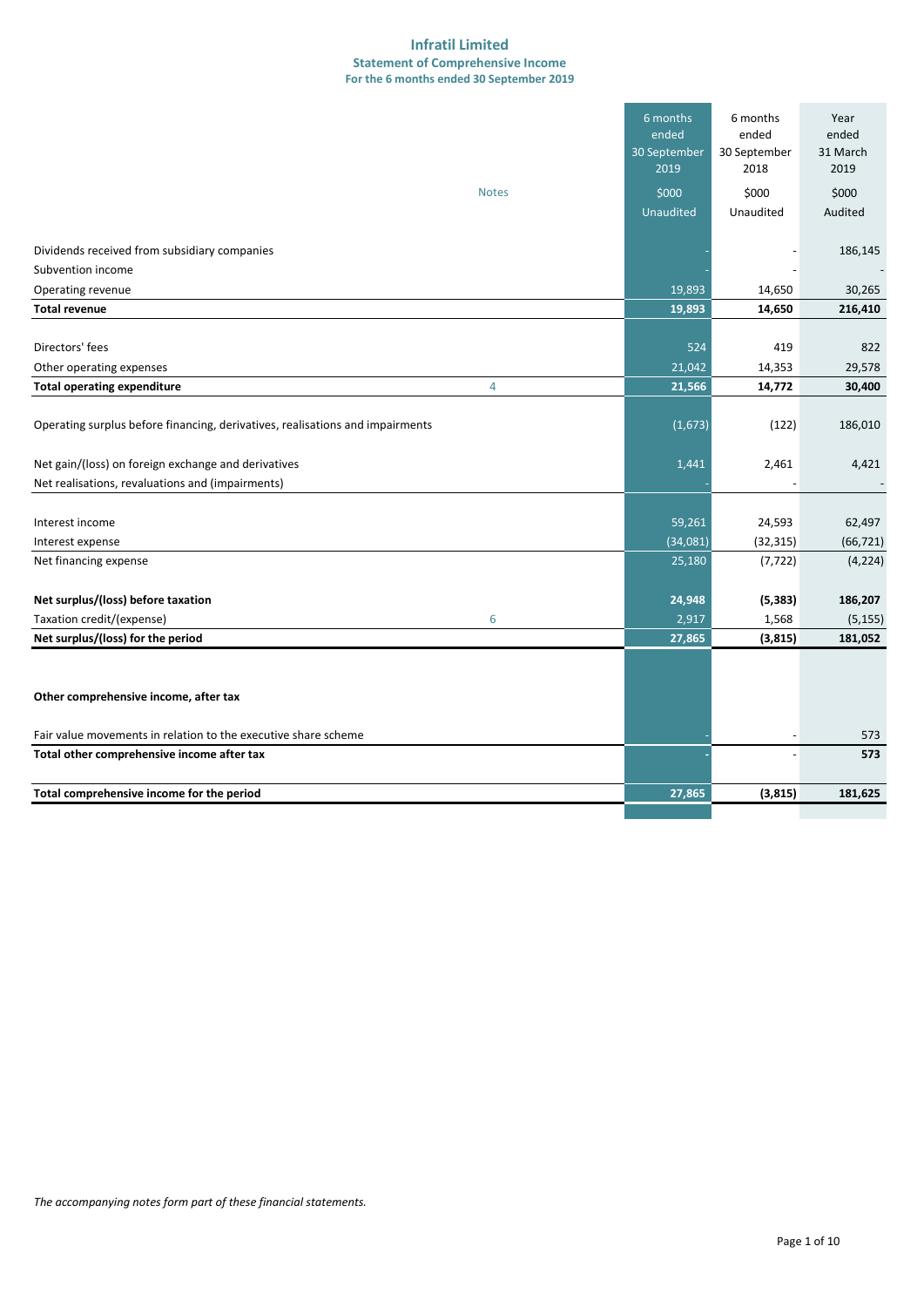# Infratil Limited

## Statement of Comprehensive Income

### For the 6 months ended 30 September 2019

| | Notes | 6 months ended 30 September 2019 $000 Unaudited | 6 months ended 30 September 2018 $000 Unaudited | Year ended 31 March 2019 $000 Audited |
|---|---|---|---|---|
| Dividends received from subsidiary companies | | - | - | 186,145 |
| Subvention income | | - | - | - |
| Operating revenue | | 19,893 | 14,650 | 30,265 |
| **Total revenue** | | **19,893** | **14,650** | **216,410** |
| | | | | |
| Directors' fees | | 524 | 419 | 822 |
| Other operating expenses | | 21,042 | 14,353 | 29,578 |
| **Total operating expenditure** | 4 | **21,566** | **14,772** | **30,400** |
| | | | | |
| Operating surplus before financing, derivatives, realisations and impairments | | (1,673) | (122) | 186,010 |
| | | | | |
| Net gain/(loss) on foreign exchange and derivatives | | 1,441 | 2,461 | 4,421 |
| Net realisations, revaluations and (impairments) | | - | - | - |
| | | | | |
| Interest income | | 59,261 | 24,593 | 62,497 |
| Interest expense | | (34,081) | (32,315) | (66,721) |
| Net financing expense | | 25,180 | (7,722) | (4,224) |
| | | | | |
| **Net surplus/(loss) before taxation** | | **24,948** | **(5,383)** | **186,207** |
| Taxation credit/(expense) | 6 | 2,917 | 1,568 | (5,155) |
| **Net surplus/(loss) for the period** | | **27,865** | **(3,815)** | **181,052** |
| | | | | |
| **Other comprehensive income, after tax** | | | | |
| | | | | |
| Fair value movements in relation to the executive share scheme | | - | - | 573 |
| **Total other comprehensive income after tax** | | - | - | **573** |
| | | | | |
| **Total comprehensive income for the period** | | **27,865** | **(3,815)** | **181,625** |

*The accompanying notes form part of these financial statements.*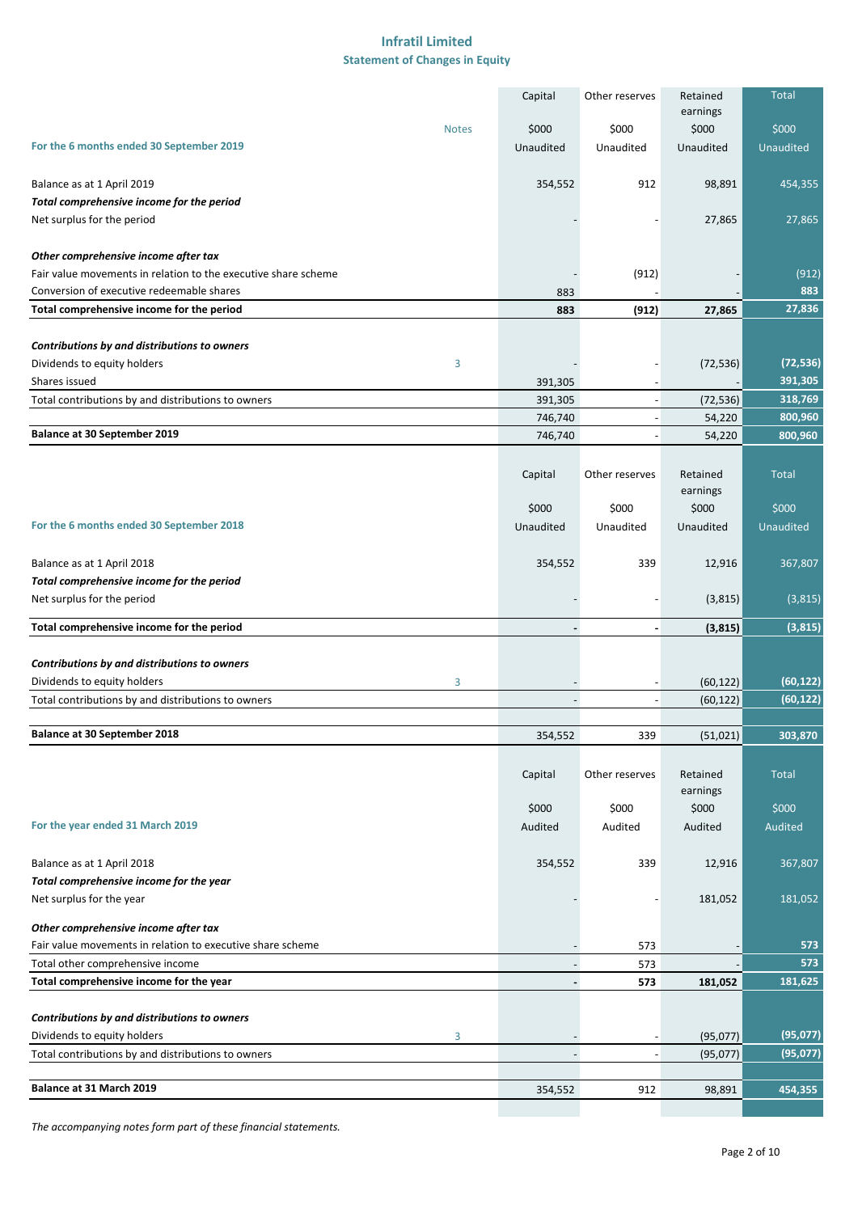# Infratil Limited

## Statement of Changes in Equity

| For the 6 months ended 30 September 2019 | Notes | Capital $000 Unaudited | Other reserves $000 Unaudited | Retained earnings $000 Unaudited | Total $000 Unaudited |
|---|---|---|---|---|---|
| Balance as at 1 April 2019 | | 354,552 | 912 | 98,891 | 454,355 |
| ***Total comprehensive income for the period*** | | | | | |
| Net surplus for the period | | - | - | 27,865 | 27,865 |
| ***Other comprehensive income after tax*** | | | | | |
| Fair value movements in relation to the executive share scheme | | - | (912) | - | (912) |
| Conversion of executive redeemable shares | | 883 | - | - | 883 |
| **Total comprehensive income for the period** | | **883** | **(912)** | **27,865** | **27,836** |
| ***Contributions by and distributions to owners*** | | | | | |
| Dividends to equity holders | 3 | - | - | (72,536) | (72,536) |
| Shares issued | | 391,305 | - | - | 391,305 |
| Total contributions by and distributions to owners | | 391,305 | - | (72,536) | 318,769 |
| | | 746,740 | - | 54,220 | 800,960 |
| **Balance at 30 September 2019** | | 746,740 | - | 54,220 | 800,960 |

| For the 6 months ended 30 September 2018 | Notes | Capital $000 Unaudited | Other reserves $000 Unaudited | Retained earnings $000 Unaudited | Total $000 Unaudited |
|---|---|---|---|---|---|
| Balance as at 1 April 2018 | | 354,552 | 339 | 12,916 | 367,807 |
| ***Total comprehensive income for the period*** | | | | | |
| Net surplus for the period | | - | - | (3,815) | (3,815) |
| **Total comprehensive income for the period** | | **-** | **-** | **(3,815)** | **(3,815)** |
| ***Contributions by and distributions to owners*** | | | | | |
| Dividends to equity holders | 3 | - | - | (60,122) | (60,122) |
| Total contributions by and distributions to owners | | - | - | (60,122) | (60,122) |
| **Balance at 30 September 2018** | | 354,552 | 339 | (51,021) | 303,870 |

| For the year ended 31 March 2019 | Notes | Capital $000 Audited | Other reserves $000 Audited | Retained earnings $000 Audited | Total $000 Audited |
|---|---|---|---|---|---|
| Balance as at 1 April 2018 | | 354,552 | 339 | 12,916 | 367,807 |
| ***Total comprehensive income for the year*** | | | | | |
| Net surplus for the year | | - | - | 181,052 | 181,052 |
| ***Other comprehensive income after tax*** | | | | | |
| Fair value movements in relation to executive share scheme | | - | 573 | - | 573 |
| Total other comprehensive income | | - | 573 | - | 573 |
| **Total comprehensive income for the year** | | **-** | **573** | **181,052** | **181,625** |
| ***Contributions by and distributions to owners*** | | | | | |
| Dividends to equity holders | 3 | - | - | (95,077) | (95,077) |
| Total contributions by and distributions to owners | | - | - | (95,077) | (95,077) |
| **Balance at 31 March 2019** | | 354,552 | 912 | 98,891 | 454,355 |

*The accompanying notes form part of these financial statements.*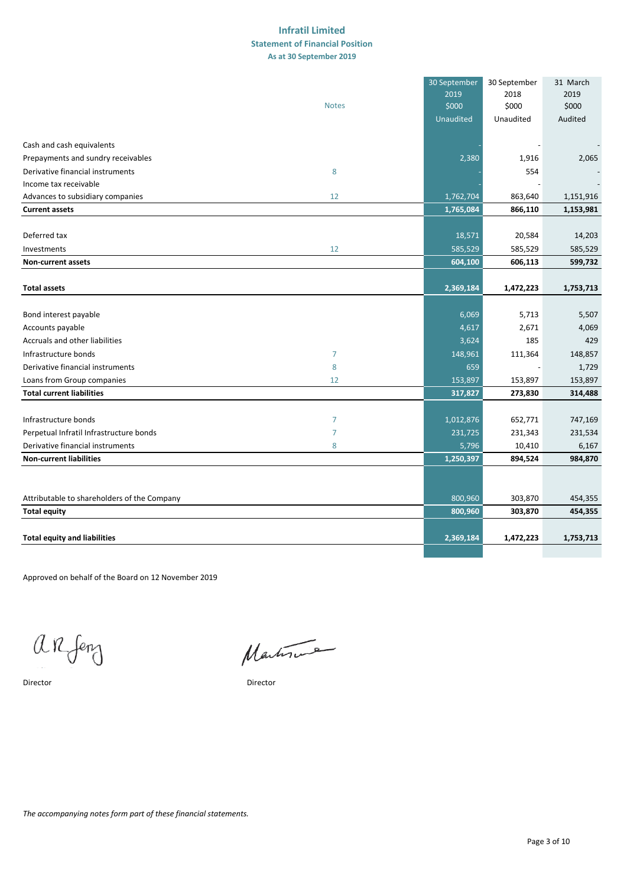# Infratil Limited

## Statement of Financial Position

### As at 30 September 2019

| | Notes | 30 September 2019 $000 Unaudited | 30 September 2018 $000 Unaudited | 31 March 2019 $000 Audited |
|---|---|---|---|---|
| Cash and cash equivalents | | - | - | - |
| Prepayments and sundry receivables | | 2,380 | 1,916 | 2,065 |
| Derivative financial instruments | 8 | - | 554 | - |
| Income tax receivable | | - | - | - |
| Advances to subsidiary companies | 12 | 1,762,704 | 863,640 | 1,151,916 |
| **Current assets** | | **1,765,084** | **866,110** | **1,153,981** |
| | | | | |
| Deferred tax | | 18,571 | 20,584 | 14,203 |
| Investments | 12 | 585,529 | 585,529 | 585,529 |
| **Non-current assets** | | **604,100** | **606,113** | **599,732** |
| | | | | |
| **Total assets** | | **2,369,184** | **1,472,223** | **1,753,713** |
| | | | | |
| Bond interest payable | | 6,069 | 5,713 | 5,507 |
| Accounts payable | | 4,617 | 2,671 | 4,069 |
| Accruals and other liabilities | | 3,624 | 185 | 429 |
| Infrastructure bonds | 7 | 148,961 | 111,364 | 148,857 |
| Derivative financial instruments | 8 | 659 | - | 1,729 |
| Loans from Group companies | 12 | 153,897 | 153,897 | 153,897 |
| **Total current liabilities** | | **317,827** | **273,830** | **314,488** |
| | | | | |
| Infrastructure bonds | 7 | 1,012,876 | 652,771 | 747,169 |
| Perpetual Infratil Infrastructure bonds | 7 | 231,725 | 231,343 | 231,534 |
| Derivative financial instruments | 8 | 5,796 | 10,410 | 6,167 |
| **Non-current liabilities** | | **1,250,397** | **894,524** | **984,870** |
| | | | | |
| Attributable to shareholders of the Company | | 800,960 | 303,870 | 454,355 |
| **Total equity** | | **800,960** | **303,870** | **454,355** |
| | | | | |
| **Total equity and liabilities** | | **2,369,184** | **1,472,223** | **1,753,713** |

Approved on behalf of the Board on 12 November 2019

Director

Director

*The accompanying notes form part of these financial statements.*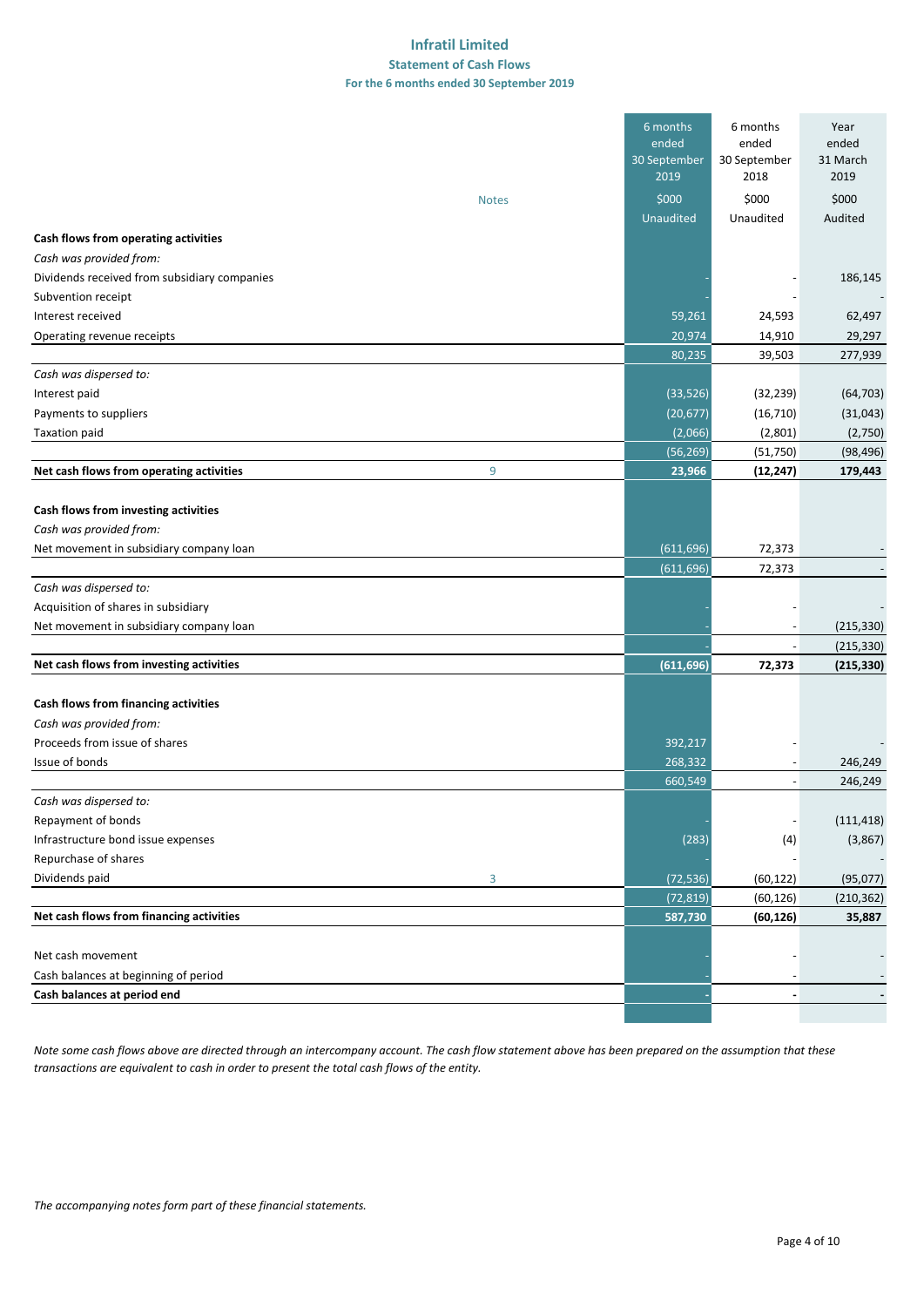# Infratil Limited

## Statement of Cash Flows

### For the 6 months ended 30 September 2019

| | Notes | 6 months ended 30 September 2019 | 6 months ended 30 September 2018 | Year ended 31 March 2019 |
|---|---|---|---|---|
| | | $000 | $000 | $000 |
| | | Unaudited | Unaudited | Audited |
| **Cash flows from operating activities** | | | | |
| *Cash was provided from:* | | | | |
| Dividends received from subsidiary companies | | - | - | 186,145 |
| Subvention receipt | | | - | - |
| Interest received | | 59,261 | 24,593 | 62,497 |
| Operating revenue receipts | | 20,974 | 14,910 | 29,297 |
| | | 80,235 | 39,503 | 277,939 |
| *Cash was dispersed to:* | | | | |
| Interest paid | | (33,526) | (32,239) | (64,703) |
| Payments to suppliers | | (20,677) | (16,710) | (31,043) |
| Taxation paid | | (2,066) | (2,801) | (2,750) |
| | | (56,269) | (51,750) | (98,496) |
| **Net cash flows from operating activities** | 9 | **23,966** | **(12,247)** | **179,443** |
| | | | | |
| **Cash flows from investing activities** | | | | |
| *Cash was provided from:* | | | | |
| Net movement in subsidiary company loan | | (611,696) | 72,373 | - |
| | | (611,696) | 72,373 | - |
| *Cash was dispersed to:* | | | | |
| Acquisition of shares in subsidiary | | - | - | - |
| Net movement in subsidiary company loan | | - | - | (215,330) |
| | | - | - | (215,330) |
| **Net cash flows from investing activities** | | **(611,696)** | **72,373** | **(215,330)** |
| | | | | |
| **Cash flows from financing activities** | | | | |
| *Cash was provided from:* | | | | |
| Proceeds from issue of shares | | 392,217 | - | - |
| Issue of bonds | | 268,332 | - | 246,249 |
| | | 660,549 | - | 246,249 |
| *Cash was dispersed to:* | | | | |
| Repayment of bonds | | - | - | (111,418) |
| Infrastructure bond issue expenses | | (283) | (4) | (3,867) |
| Repurchase of shares | | - | - | - |
| Dividends paid | 3 | (72,536) | (60,122) | (95,077) |
| | | (72,819) | (60,126) | (210,362) |
| **Net cash flows from financing activities** | | **587,730** | **(60,126)** | **35,887** |
| | | | | |
| Net cash movement | | - | - | - |
| Cash balances at beginning of period | | - | - | - |
| **Cash balances at period end** | | **-** | **-** | **-** |

*Note some cash flows above are directed through an intercompany account. The cash flow statement above has been prepared on the assumption that these transactions are equivalent to cash in order to present the total cash flows of the entity.*

*The accompanying notes form part of these financial statements.*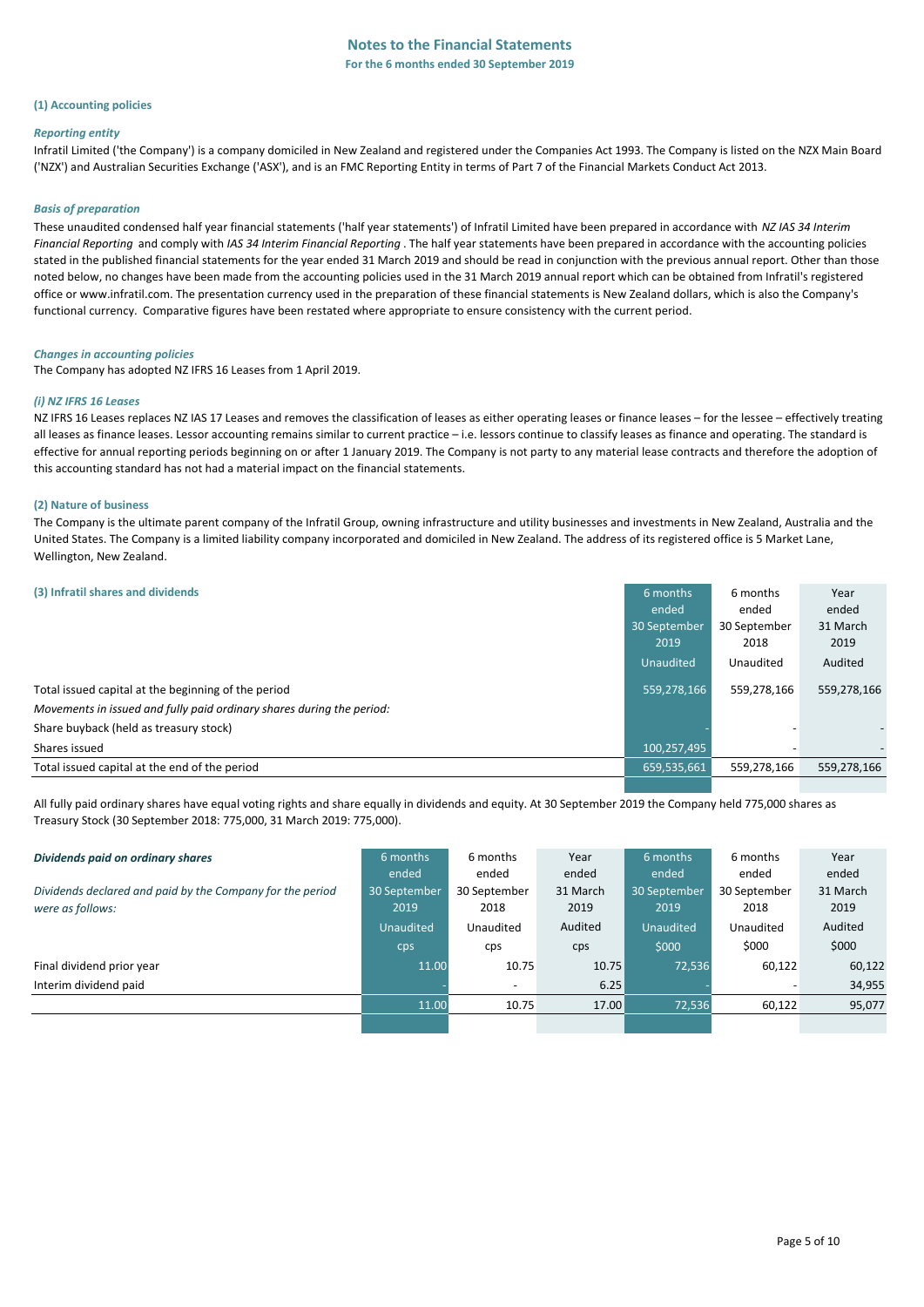# Notes to the Financial Statements

**For the 6 months ended 30 September 2019**

### (1) Accounting policies

#### *Reporting entity*

Infratil Limited ('the Company') is a company domiciled in New Zealand and registered under the Companies Act 1993. The Company is listed on the NZX Main Board ('NZX') and Australian Securities Exchange ('ASX'), and is an FMC Reporting Entity in terms of Part 7 of the Financial Markets Conduct Act 2013.

#### *Basis of preparation*

These unaudited condensed half year financial statements ('half year statements') of Infratil Limited have been prepared in accordance with *NZ IAS 34 Interim Financial Reporting* and comply with *IAS 34 Interim Financial Reporting*. The half year statements have been prepared in accordance with the accounting policies stated in the published financial statements for the year ended 31 March 2019 and should be read in conjunction with the previous annual report. Other than those noted below, no changes have been made from the accounting policies used in the 31 March 2019 annual report which can be obtained from Infratil's registered office or www.infratil.com. The presentation currency used in the preparation of these financial statements is New Zealand dollars, which is also the Company's functional currency. Comparative figures have been restated where appropriate to ensure consistency with the current period.

#### *Changes in accounting policies*

The Company has adopted NZ IFRS 16 Leases from 1 April 2019.

#### *(i) NZ IFRS 16 Leases*

NZ IFRS 16 Leases replaces NZ IAS 17 Leases and removes the classification of leases as either operating leases or finance leases – for the lessee – effectively treating all leases as finance leases. Lessor accounting remains similar to current practice – i.e. lessors continue to classify leases as finance and operating. The standard is effective for annual reporting periods beginning on or after 1 January 2019. The Company is not party to any material lease contracts and therefore the adoption of this accounting standard has not had a material impact on the financial statements.

### (2) Nature of business

The Company is the ultimate parent company of the Infratil Group, owning infrastructure and utility businesses and investments in New Zealand, Australia and the United States. The Company is a limited liability company incorporated and domiciled in New Zealand. The address of its registered office is 5 Market Lane, Wellington, New Zealand.

### (3) Infratil shares and dividends

| | 6 months ended 30 September 2019 | 6 months ended 30 September 2018 | Year ended 31 March 2019 |
|---|---|---|---|
| | Unaudited | Unaudited | Audited |
| Total issued capital at the beginning of the period | 559,278,166 | 559,278,166 | 559,278,166 |
| *Movements in issued and fully paid ordinary shares during the period:* | | | |
| Share buyback (held as treasury stock) | - | - | - |
| Shares issued | 100,257,495 | - | - |
| Total issued capital at the end of the period | 659,535,661 | 559,278,166 | 559,278,166 |

All fully paid ordinary shares have equal voting rights and share equally in dividends and equity. At 30 September 2019 the Company held 775,000 shares as Treasury Stock (30 September 2018: 775,000, 31 March 2019: 775,000).

| ***Dividends paid on ordinary shares*** *Dividends declared and paid by the Company for the period were as follows:* | 6 months ended 30 September 2019 | 6 months ended 30 September 2018 | Year ended 31 March 2019 | 6 months ended 30 September 2019 | 6 months ended 30 September 2018 | Year ended 31 March 2019 |
|---|---|---|---|---|---|---|
| | Unaudited | Unaudited | Audited | Unaudited | Unaudited | Audited |
| | cps | cps | cps | $000 | $000 | $000 |
| Final dividend prior year | 11.00 | 10.75 | 10.75 | 72,536 | 60,122 | 60,122 |
| Interim dividend paid | - | - | 6.25 | - | - | 34,955 |
| | 11.00 | 10.75 | 17.00 | 72,536 | 60,122 | 95,077 |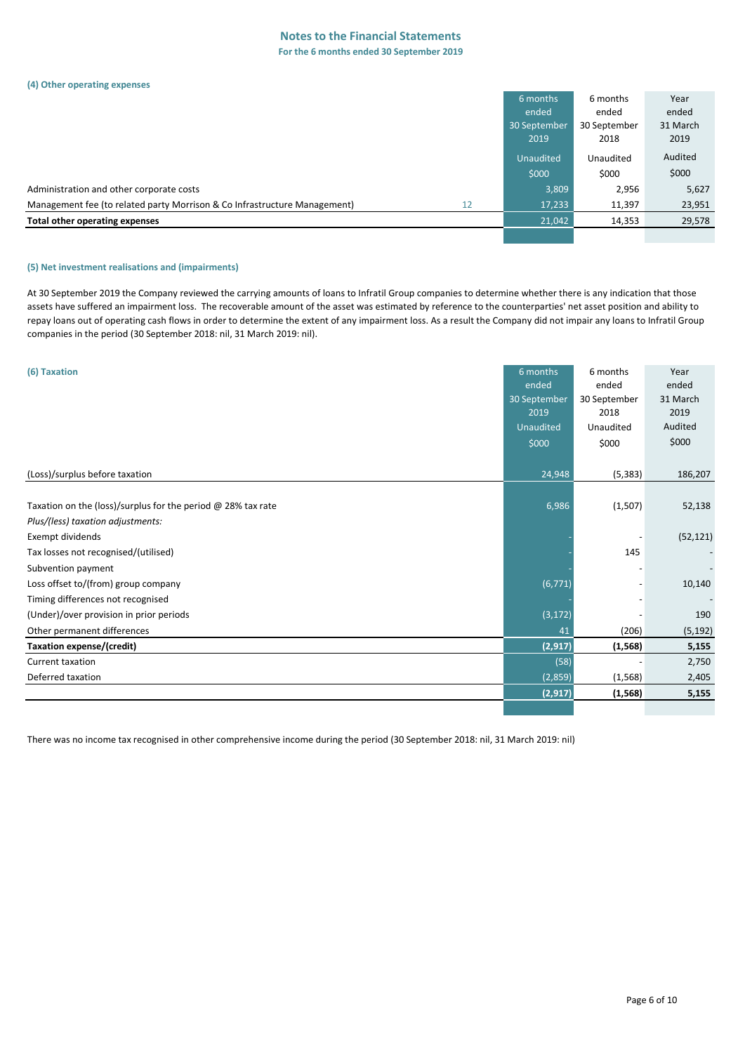# Notes to the Financial Statements

**For the 6 months ended 30 September 2019**

### (4) Other operating expenses

| | Note | 6 months ended 30 September 2019 | 6 months ended 30 September 2018 | Year ended 31 March 2019 |
|---|---|---|---|---|
| | | Unaudited | Unaudited | Audited |
| | | $000 | $000 | $000 |
| Administration and other corporate costs | | 3,809 | 2,956 | 5,627 |
| Management fee (to related party Morrison & Co Infrastructure Management) | 12 | 17,233 | 11,397 | 23,951 |
| **Total other operating expenses** | | 21,042 | 14,353 | 29,578 |

### (5) Net investment realisations and (impairments)

At 30 September 2019 the Company reviewed the carrying amounts of loans to Infratil Group companies to determine whether there is any indication that those assets have suffered an impairment loss. The recoverable amount of the asset was estimated by reference to the counterparties' net asset position and ability to repay loans out of operating cash flows in order to determine the extent of any impairment loss. As a result the Company did not impair any loans to Infratil Group companies in the period (30 September 2018: nil, 31 March 2019: nil).

### (6) Taxation

| | 6 months ended 30 September 2019 | 6 months ended 30 September 2018 | Year ended 31 March 2019 |
|---|---|---|---|
| | Unaudited | Unaudited | Audited |
| | $000 | $000 | $000 |
| (Loss)/surplus before taxation | 24,948 | (5,383) | 186,207 |
| | | | |
| Taxation on the (loss)/surplus for the period @ 28% tax rate | 6,986 | (1,507) | 52,138 |
| *Plus/(less) taxation adjustments:* | | | |
| Exempt dividends | - | - | (52,121) |
| Tax losses not recognised/(utilised) | - | 145 | - |
| Subvention payment | - | - | - |
| Loss offset to/(from) group company | (6,771) | - | 10,140 |
| Timing differences not recognised | - | - | - |
| (Under)/over provision in prior periods | (3,172) | - | 190 |
| Other permanent differences | 41 | (206) | (5,192) |
| **Taxation expense/(credit)** | **(2,917)** | **(1,568)** | **5,155** |
| Current taxation | (58) | - | 2,750 |
| Deferred taxation | (2,859) | (1,568) | 2,405 |
| | **(2,917)** | **(1,568)** | **5,155** |

There was no income tax recognised in other comprehensive income during the period (30 September 2018: nil, 31 March 2019: nil)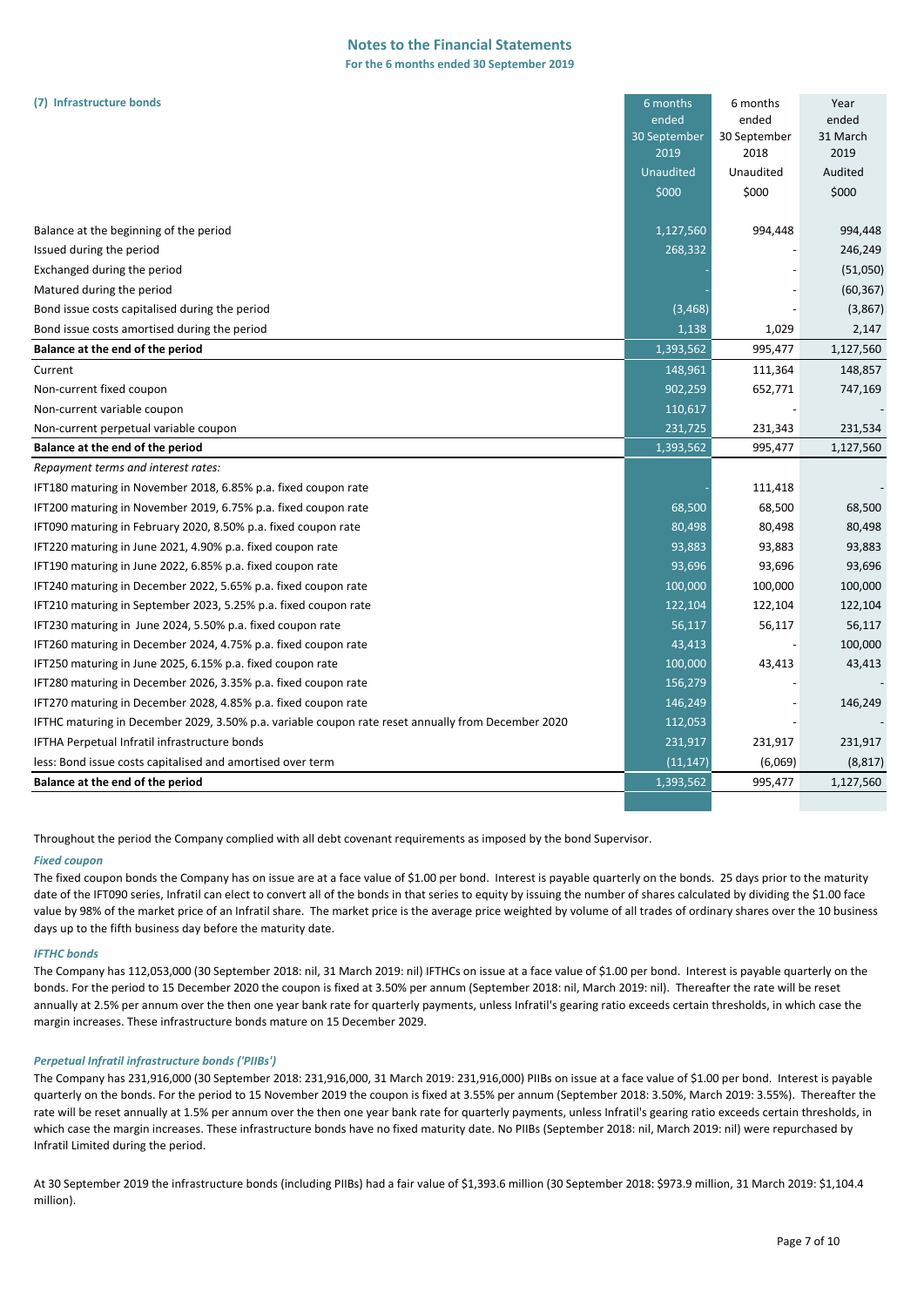### (7) Infrastructure bonds

| | 6 months ended 30 September 2019 | 6 months ended 30 September 2018 | Year ended 31 March 2019 |
|---|---|---|---|
| | Unaudited | Unaudited | Audited |
| | $000 | $000 | $000 |
| Balance at the beginning of the period | 1,127,560 | 994,448 | 994,448 |
| Issued during the period | 268,332 | - | 246,249 |
| Exchanged during the period | - | - | (51,050) |
| Matured during the period | - | - | (60,367) |
| Bond issue costs capitalised during the period | (3,468) | - | (3,867) |
| Bond issue costs amortised during the period | 1,138 | 1,029 | 2,147 |
| **Balance at the end of the period** | 1,393,562 | 995,477 | 1,127,560 |
| Current | 148,961 | 111,364 | 148,857 |
| Non-current fixed coupon | 902,259 | 652,771 | 747,169 |
| Non-current variable coupon | 110,617 | - | - |
| Non-current perpetual variable coupon | 231,725 | 231,343 | 231,534 |
| **Balance at the end of the period** | 1,393,562 | 995,477 | 1,127,560 |
| *Repayment terms and interest rates:* | | | |
| IFT180 maturing in November 2018, 6.85% p.a. fixed coupon rate | - | 111,418 | - |
| IFT200 maturing in November 2019, 6.75% p.a. fixed coupon rate | 68,500 | 68,500 | 68,500 |
| IFT090 maturing in February 2020, 8.50% p.a. fixed coupon rate | 80,498 | 80,498 | 80,498 |
| IFT220 maturing in June 2021, 4.90% p.a. fixed coupon rate | 93,883 | 93,883 | 93,883 |
| IFT190 maturing in June 2022, 6.85% p.a. fixed coupon rate | 93,696 | 93,696 | 93,696 |
| IFT240 maturing in December 2022, 5.65% p.a. fixed coupon rate | 100,000 | 100,000 | 100,000 |
| IFT210 maturing in September 2023, 5.25% p.a. fixed coupon rate | 122,104 | 122,104 | 122,104 |
| IFT230 maturing in June 2024, 5.50% p.a. fixed coupon rate | 56,117 | 56,117 | 56,117 |
| IFT260 maturing in December 2024, 4.75% p.a. fixed coupon rate | 43,413 | - | 100,000 |
| IFT250 maturing in June 2025, 6.15% p.a. fixed coupon rate | 100,000 | 43,413 | 43,413 |
| IFT280 maturing in December 2026, 3.35% p.a. fixed coupon rate | 156,279 | - | - |
| IFT270 maturing in December 2028, 4.85% p.a. fixed coupon rate | 146,249 | - | 146,249 |
| IFTHC maturing in December 2029, 3.50% p.a. variable coupon rate reset annually from December 2020 | 112,053 | - | - |
| IFTHA Perpetual Infratil infrastructure bonds | 231,917 | 231,917 | 231,917 |
| less: Bond issue costs capitalised and amortised over term | (11,147) | (6,069) | (8,817) |
| **Balance at the end of the period** | 1,393,562 | 995,477 | 1,127,560 |

Throughout the period the Company complied with all debt covenant requirements as imposed by the bond Supervisor.

#### *Fixed coupon*

The fixed coupon bonds the Company has on issue are at a face value of $1.00 per bond. Interest is payable quarterly on the bonds. 25 days prior to the maturity date of the IFT090 series, Infratil can elect to convert all of the bonds in that series to equity by issuing the number of shares calculated by dividing the $1.00 face value by 98% of the market price of an Infratil share. The market price is the average price weighted by volume of all trades of ordinary shares over the 10 business days up to the fifth business day before the maturity date.

#### *IFTHC bonds*

The Company has 112,053,000 (30 September 2018: nil, 31 March 2019: nil) IFTHCs on issue at a face value of $1.00 per bond. Interest is payable quarterly on the bonds. For the period to 15 December 2020 the coupon is fixed at 3.50% per annum (September 2018: nil, March 2019: nil). Thereafter the rate will be reset annually at 2.5% per annum over the then one year bank rate for quarterly payments, unless Infratil's gearing ratio exceeds certain thresholds, in which case the margin increases. These infrastructure bonds mature on 15 December 2029.

#### *Perpetual Infratil infrastructure bonds ('PIIBs')*

The Company has 231,916,000 (30 September 2018: 231,916,000, 31 March 2019: 231,916,000) PIIBs on issue at a face value of $1.00 per bond. Interest is payable quarterly on the bonds. For the period to 15 November 2019 the coupon is fixed at 3.55% per annum (September 2018: 3.50%, March 2019: 3.55%). Thereafter the rate will be reset annually at 1.5% per annum over the then one year bank rate for quarterly payments, unless Infratil's gearing ratio exceeds certain thresholds, in which case the margin increases. These infrastructure bonds have no fixed maturity date. No PIIBs (September 2018: nil, March 2019: nil) were repurchased by Infratil Limited during the period.

At 30 September 2019 the infrastructure bonds (including PIIBs) had a fair value of $1,393.6 million (30 September 2018: $973.9 million, 31 March 2019: $1,104.4 million).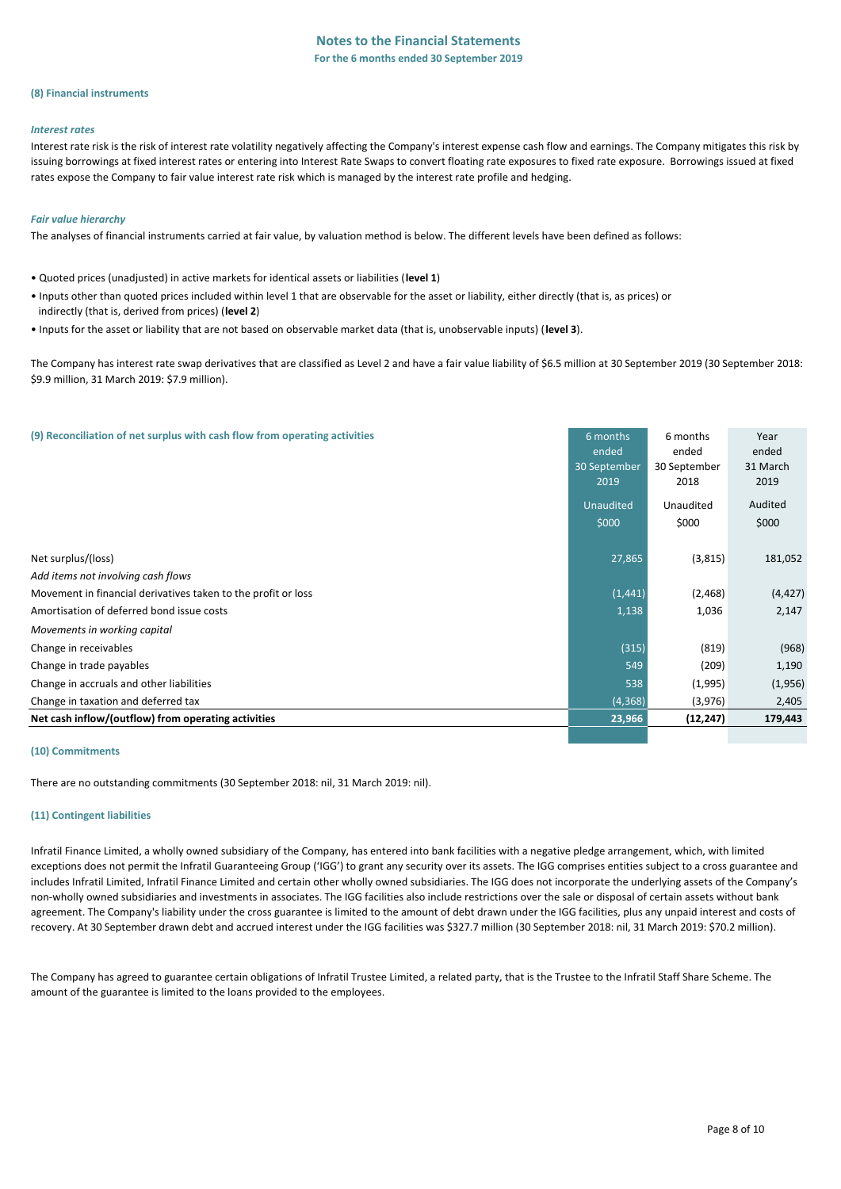## Notes to the Financial Statements

**For the 6 months ended 30 September 2019**

### (8) Financial instruments

*Interest rates*

Interest rate risk is the risk of interest rate volatility negatively affecting the Company's interest expense cash flow and earnings. The Company mitigates this risk by issuing borrowings at fixed interest rates or entering into Interest Rate Swaps to convert floating rate exposures to fixed rate exposure. Borrowings issued at fixed rates expose the Company to fair value interest rate risk which is managed by the interest rate profile and hedging.

*Fair value hierarchy*

The analyses of financial instruments carried at fair value, by valuation method is below. The different levels have been defined as follows:

- Quoted prices (unadjusted) in active markets for identical assets or liabilities (**level 1**)
- Inputs other than quoted prices included within level 1 that are observable for the asset or liability, either directly (that is, as prices) or indirectly (that is, derived from prices) (**level 2**)
- Inputs for the asset or liability that are not based on observable market data (that is, unobservable inputs) (**level 3**).

The Company has interest rate swap derivatives that are classified as Level 2 and have a fair value liability of $6.5 million at 30 September 2019 (30 September 2018: $9.9 million, 31 March 2019: $7.9 million).

### (9) Reconciliation of net surplus with cash flow from operating activities

| | 6 months ended 30 September 2019 | 6 months ended 30 September 2018 | Year ended 31 March 2019 |
|---|---|---|---|
| | Unaudited | Unaudited | Audited |
| | $000 | $000 | $000 |
| Net surplus/(loss) | 27,865 | (3,815) | 181,052 |
| *Add items not involving cash flows* | | | |
| Movement in financial derivatives taken to the profit or loss | (1,441) | (2,468) | (4,427) |
| Amortisation of deferred bond issue costs | 1,138 | 1,036 | 2,147 |
| *Movements in working capital* | | | |
| Change in receivables | (315) | (819) | (968) |
| Change in trade payables | 549 | (209) | 1,190 |
| Change in accruals and other liabilities | 538 | (1,995) | (1,956) |
| Change in taxation and deferred tax | (4,368) | (3,976) | 2,405 |
| **Net cash inflow/(outflow) from operating activities** | **23,966** | **(12,247)** | **179,443** |

### (10) Commitments

There are no outstanding commitments (30 September 2018: nil, 31 March 2019: nil).

### (11) Contingent liabilities

Infratil Finance Limited, a wholly owned subsidiary of the Company, has entered into bank facilities with a negative pledge arrangement, which, with limited exceptions does not permit the Infratil Guaranteeing Group ('IGG') to grant any security over its assets. The IGG comprises entities subject to a cross guarantee and includes Infratil Limited, Infratil Finance Limited and certain other wholly owned subsidiaries. The IGG does not incorporate the underlying assets of the Company's non-wholly owned subsidiaries and investments in associates. The IGG facilities also include restrictions over the sale or disposal of certain assets without bank agreement. The Company's liability under the cross guarantee is limited to the amount of debt drawn under the IGG facilities, plus any unpaid interest and costs of recovery. At 30 September drawn debt and accrued interest under the IGG facilities was $327.7 million (30 September 2018: nil, 31 March 2019: $70.2 million).

The Company has agreed to guarantee certain obligations of Infratil Trustee Limited, a related party, that is the Trustee to the Infratil Staff Share Scheme. The amount of the guarantee is limited to the loans provided to the employees.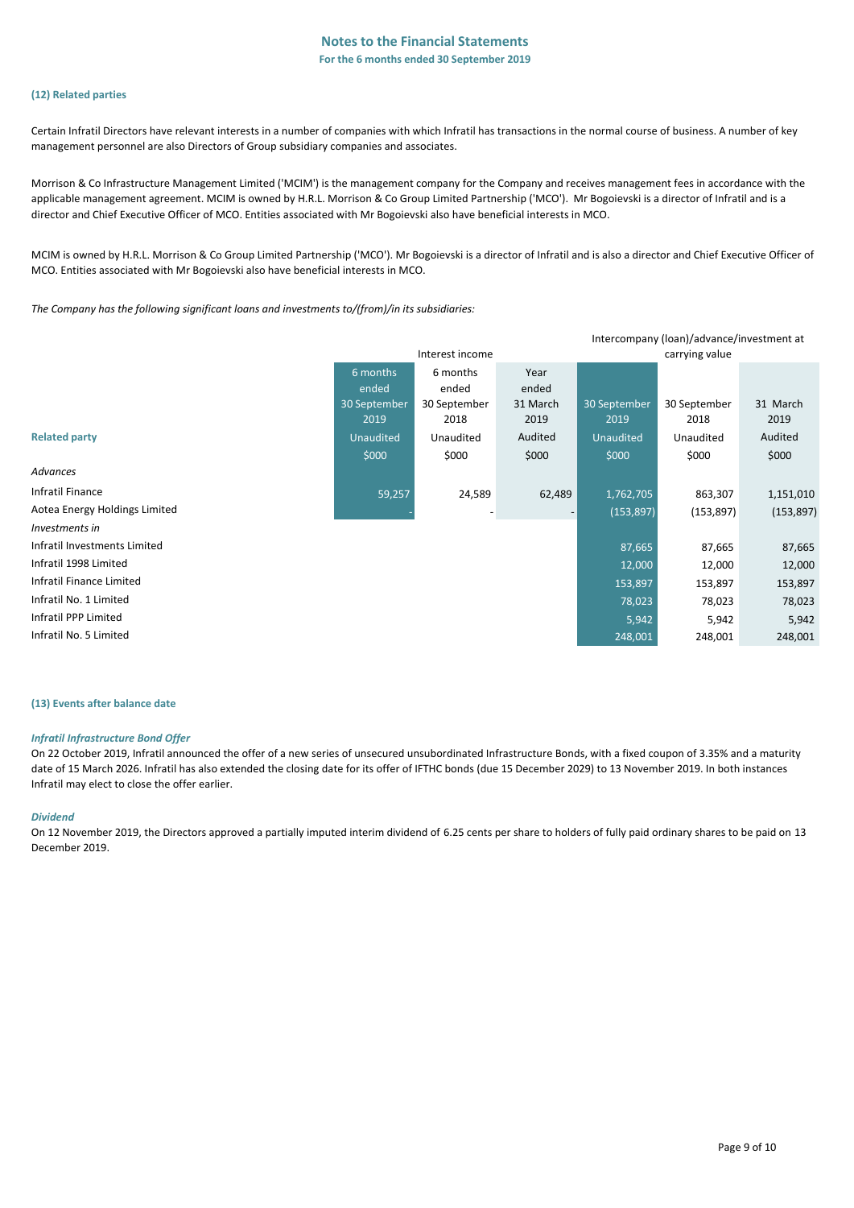# Notes to the Financial Statements

**For the 6 months ended 30 September 2019**

### (12) Related parties

Certain Infratil Directors have relevant interests in a number of companies with which Infratil has transactions in the normal course of business. A number of key management personnel are also Directors of Group subsidiary companies and associates.

Morrison & Co Infrastructure Management Limited ('MCIM') is the management company for the Company and receives management fees in accordance with the applicable management agreement. MCIM is owned by H.R.L. Morrison & Co Group Limited Partnership ('MCO'). Mr Bogoievski is a director of Infratil and is a director and Chief Executive Officer of MCO. Entities associated with Mr Bogoievski also have beneficial interests in MCO.

MCIM is owned by H.R.L. Morrison & Co Group Limited Partnership ('MCO'). Mr Bogoievski is a director of Infratil and is also a director and Chief Executive Officer of MCO. Entities associated with Mr Bogoievski also have beneficial interests in MCO.

*The Company has the following significant loans and investments to/(from)/in its subsidiaries:*

| | Interest income | | | Intercompany (loan)/advance/investment at carrying value | | |
|---|---|---|---|---|---|---|
| | 6 months ended 30 September 2019 | 6 months ended 30 September 2018 | Year ended 31 March 2019 | 30 September 2019 | 30 September 2018 | 31 March 2019 |
| **Related party** | Unaudited | Unaudited | Audited | Unaudited | Unaudited | Audited |
| | $000 | $000 | $000 | $000 | $000 | $000 |
| *Advances* | | | | | | |
| Infratil Finance | 59,257 | 24,589 | 62,489 | 1,762,705 | 863,307 | 1,151,010 |
| Aotea Energy Holdings Limited | - | - | - | (153,897) | (153,897) | (153,897) |
| *Investments in* | | | | | | |
| Infratil Investments Limited | | | | 87,665 | 87,665 | 87,665 |
| Infratil 1998 Limited | | | | 12,000 | 12,000 | 12,000 |
| Infratil Finance Limited | | | | 153,897 | 153,897 | 153,897 |
| Infratil No. 1 Limited | | | | 78,023 | 78,023 | 78,023 |
| Infratil PPP Limited | | | | 5,942 | 5,942 | 5,942 |
| Infratil No. 5 Limited | | | | 248,001 | 248,001 | 248,001 |

### (13) Events after balance date

#### *Infratil Infrastructure Bond Offer*

On 22 October 2019, Infratil announced the offer of a new series of unsecured unsubordinated Infrastructure Bonds, with a fixed coupon of 3.35% and a maturity date of 15 March 2026. Infratil has also extended the closing date for its offer of IFTHC bonds (due 15 December 2029) to 13 November 2019. In both instances Infratil may elect to close the offer earlier.

#### *Dividend*

On 12 November 2019, the Directors approved a partially imputed interim dividend of 6.25 cents per share to holders of fully paid ordinary shares to be paid on 13 December 2019.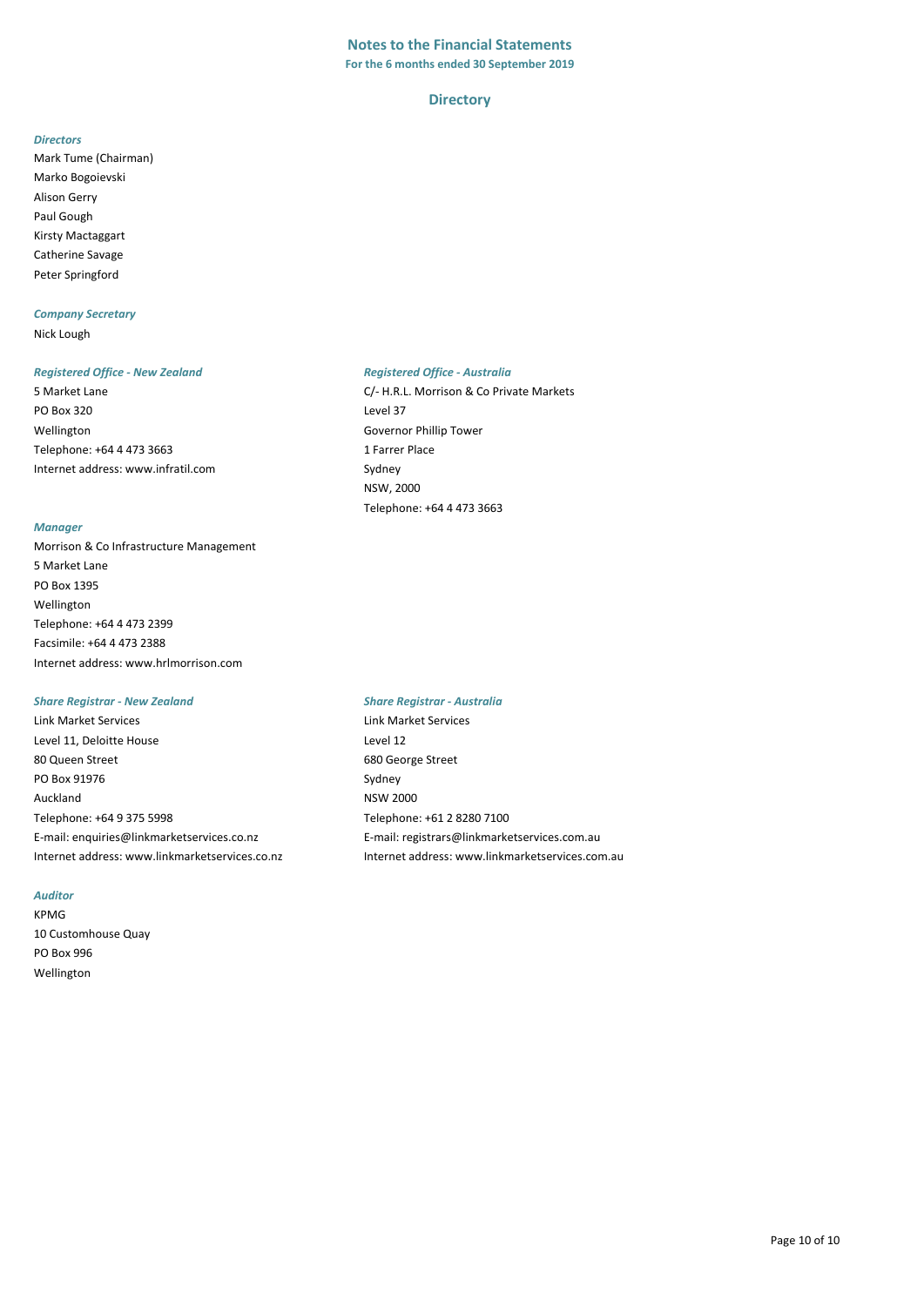## Notes to the Financial Statements

**For the 6 months ended 30 September 2019**

## Directory

*Directors*

Mark Tume (Chairman)
Marko Bogoievski
Alison Gerry
Paul Gough
Kirsty Mactaggart
Catherine Savage
Peter Springford

*Company Secretary*

Nick Lough

*Registered Office - New Zealand*

5 Market Lane
PO Box 320
Wellington
Telephone: +64 4 473 3663
Internet address: www.infratil.com

*Registered Office - Australia*

C/- H.R.L. Morrison & Co Private Markets
Level 37
Governor Phillip Tower
1 Farrer Place
Sydney
NSW, 2000
Telephone: +64 4 473 3663

*Manager*

Morrison & Co Infrastructure Management
5 Market Lane
PO Box 1395
Wellington
Telephone: +64 4 473 2399
Facsimile: +64 4 473 2388
Internet address: www.hrlmorrison.com

*Share Registrar - New Zealand*

Link Market Services
Level 11, Deloitte House
80 Queen Street
PO Box 91976
Auckland
Telephone: +64 9 375 5998
E-mail: enquiries@linkmarketservices.co.nz
Internet address: www.linkmarketservices.co.nz

*Share Registrar - Australia*

Link Market Services
Level 12
680 George Street
Sydney
NSW 2000
Telephone: +61 2 8280 7100
E-mail: registrars@linkmarketservices.com.au
Internet address: www.linkmarketservices.com.au

*Auditor*

KPMG
10 Customhouse Quay
PO Box 996
Wellington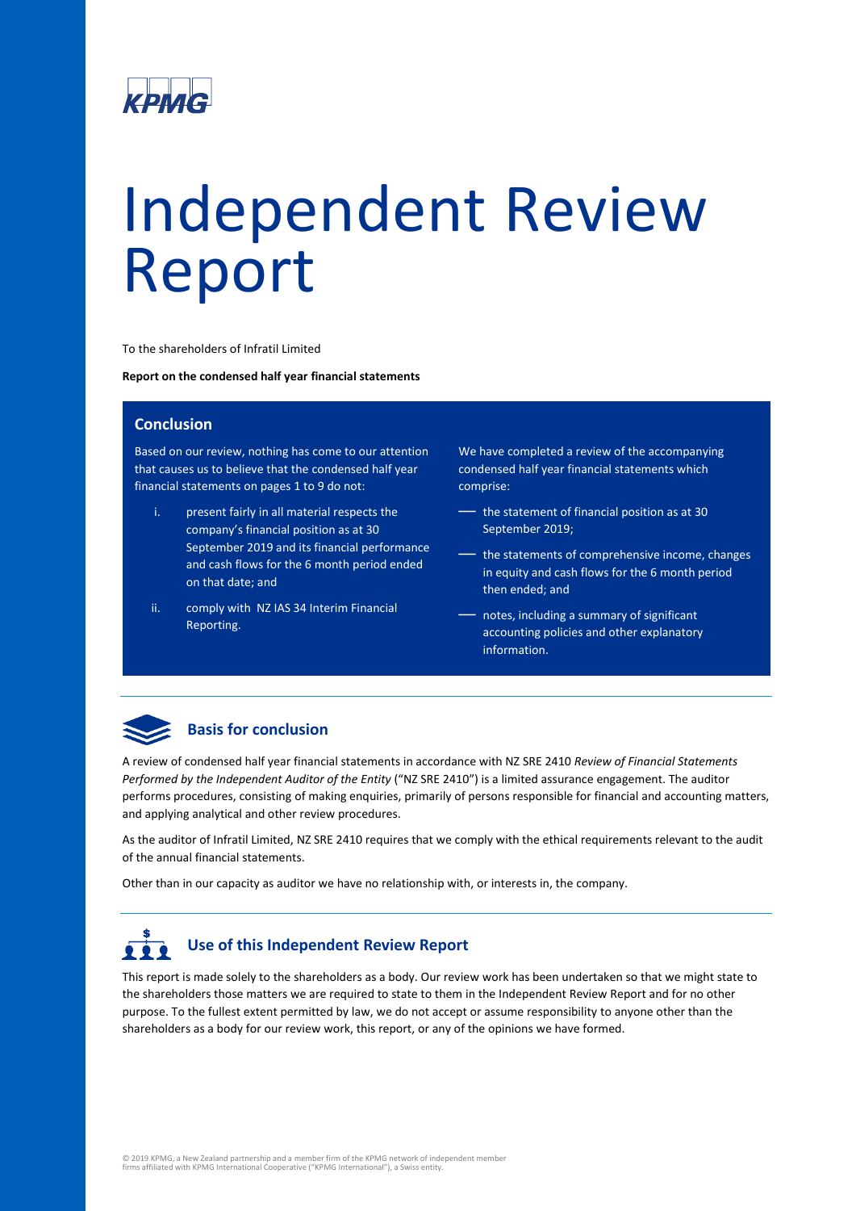KPMG

# Independent Review Report

To the shareholders of Infratil Limited

**Report on the condensed half year financial statements**

## Conclusion

Based on our review, nothing has come to our attention that causes us to believe that the condensed half year financial statements on pages 1 to 9 do not:

i. present fairly in all material respects the company's financial position as at 30 September 2019 and its financial performance and cash flows for the 6 month period ended on that date; and

ii. comply with NZ IAS 34 Interim Financial Reporting.

We have completed a review of the accompanying condensed half year financial statements which comprise:

- the statement of financial position as at 30 September 2019;
- the statements of comprehensive income, changes in equity and cash flows for the 6 month period then ended; and
- notes, including a summary of significant accounting policies and other explanatory information.

## Basis for conclusion

A review of condensed half year financial statements in accordance with NZ SRE 2410 *Review of Financial Statements Performed by the Independent Auditor of the Entity* ("NZ SRE 2410") is a limited assurance engagement. The auditor performs procedures, consisting of making enquiries, primarily of persons responsible for financial and accounting matters, and applying analytical and other review procedures.

As the auditor of Infratil Limited, NZ SRE 2410 requires that we comply with the ethical requirements relevant to the audit of the annual financial statements.

Other than in our capacity as auditor we have no relationship with, or interests in, the company.

## Use of this Independent Review Report

This report is made solely to the shareholders as a body. Our review work has been undertaken so that we might state to the shareholders those matters we are required to state to them in the Independent Review Report and for no other purpose. To the fullest extent permitted by law, we do not accept or assume responsibility to anyone other than the shareholders as a body for our review work, this report, or any of the opinions we have formed.

© 2019 KPMG, a New Zealand partnership and a member firm of the KPMG network of independent member firms affiliated with KPMG International Cooperative ("KPMG International"), a Swiss entity.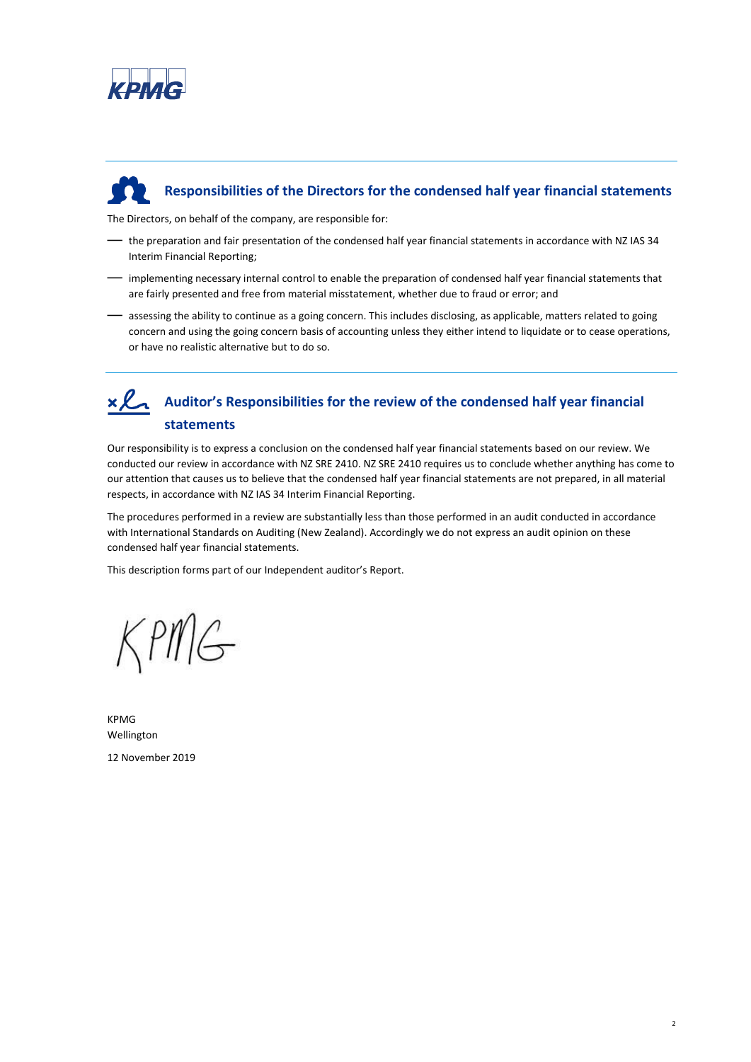## Responsibilities of the Directors for the condensed half year financial statements

The Directors, on behalf of the company, are responsible for:

- the preparation and fair presentation of the condensed half year financial statements in accordance with NZ IAS 34 Interim Financial Reporting;
- implementing necessary internal control to enable the preparation of condensed half year financial statements that are fairly presented and free from material misstatement, whether due to fraud or error; and
- assessing the ability to continue as a going concern. This includes disclosing, as applicable, matters related to going concern and using the going concern basis of accounting unless they either intend to liquidate or to cease operations, or have no realistic alternative but to do so.

## Auditor's Responsibilities for the review of the condensed half year financial statements

Our responsibility is to express a conclusion on the condensed half year financial statements based on our review. We conducted our review in accordance with NZ SRE 2410. NZ SRE 2410 requires us to conclude whether anything has come to our attention that causes us to believe that the condensed half year financial statements are not prepared, in all material respects, in accordance with NZ IAS 34 Interim Financial Reporting.

The procedures performed in a review are substantially less than those performed in an audit conducted in accordance with International Standards on Auditing (New Zealand). Accordingly we do not express an audit opinion on these condensed half year financial statements.

This description forms part of our Independent auditor's Report.

KPMG

KPMG
Wellington

12 November 2019